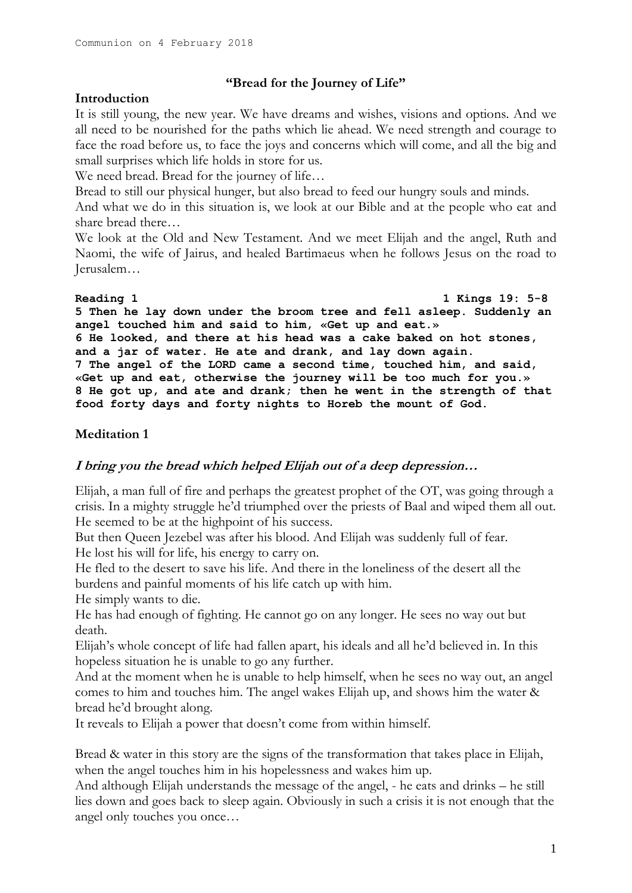Communion on 4 February 2018

## "Bread for the Journey of Life"

### Introduction

It is still young, the new year. We have dreams and wishes, visions and options. And we all need to be nourished for the paths which lie ahead. We need strength and courage to face the road before us, to face the joys and concerns which will come, and all the big and small surprises which life holds in store for us.

We need bread. Bread for the journey of life…

Bread to still our physical hunger, but also bread to feed our hungry souls and minds.

And what we do in this situation is, we look at our Bible and at the people who eat and share bread there…

We look at the Old and New Testament. And we meet Elijah and the angel, Ruth and Naomi, the wife of Jairus, and healed Bartimaeus when he follows Jesus on the road to Jerusalem…

**Reading 1 — 1 Kings 19: 5-8**

**5 Then he lay down under the broom tree and fell asleep. Suddenly an angel touched him and said to him, «Get up and eat.»**
**6 He looked, and there at his head was a cake baked on hot stones, and a jar of water. He ate and drank, and lay down again.**
**7 The angel of the LORD came a second time, touched him, and said, «Get up and eat, otherwise the journey will be too much for you.»**
**8 He got up, and ate and drank; then he went in the strength of that food forty days and forty nights to Horeb the mount of God.**

### Meditation 1

***I bring you the bread which helped Elijah out of a deep depression…***

Elijah, a man full of fire and perhaps the greatest prophet of the OT, was going through a crisis. In a mighty struggle he'd triumphed over the priests of Baal and wiped them all out. He seemed to be at the highpoint of his success.

But then Queen Jezebel was after his blood. And Elijah was suddenly full of fear.

He lost his will for life, his energy to carry on.

He fled to the desert to save his life. And there in the loneliness of the desert all the burdens and painful moments of his life catch up with him.

He simply wants to die.

He has had enough of fighting. He cannot go on any longer. He sees no way out but death.

Elijah's whole concept of life had fallen apart, his ideals and all he'd believed in. In this hopeless situation he is unable to go any further.

And at the moment when he is unable to help himself, when he sees no way out, an angel comes to him and touches him. The angel wakes Elijah up, and shows him the water & bread he'd brought along.

It reveals to Elijah a power that doesn't come from within himself.

Bread & water in this story are the signs of the transformation that takes place in Elijah, when the angel touches him in his hopelessness and wakes him up.

And although Elijah understands the message of the angel, - he eats and drinks – he still lies down and goes back to sleep again. Obviously in such a crisis it is not enough that the angel only touches you once…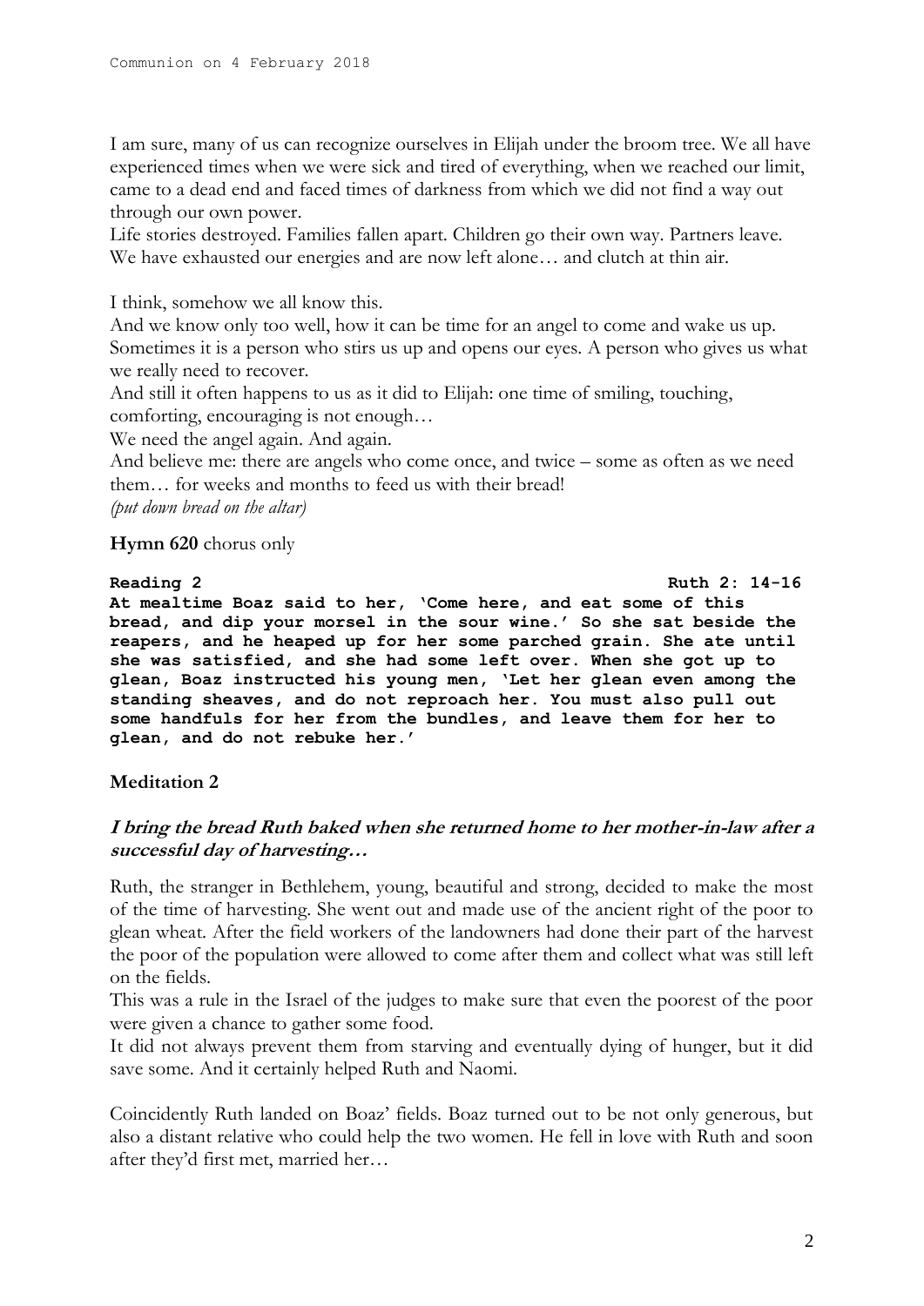I am sure, many of us can recognize ourselves in Elijah under the broom tree. We all have experienced times when we were sick and tired of everything, when we reached our limit, came to a dead end and faced times of darkness from which we did not find a way out through our own power.
Life stories destroyed. Families fallen apart. Children go their own way. Partners leave. We have exhausted our energies and are now left alone… and clutch at thin air.

I think, somehow we all know this.
And we know only too well, how it can be time for an angel to come and wake us up. Sometimes it is a person who stirs us up and opens our eyes. A person who gives us what we really need to recover.
And still it often happens to us as it did to Elijah: one time of smiling, touching, comforting, encouraging is not enough…
We need the angel again. And again.
And believe me: there are angels who come once, and twice – some as often as we need them… for weeks and months to feed us with their bread!
*(put down bread on the altar)*

**Hymn 620** chorus only

**Reading 2** **Ruth 2: 14-16**

**At mealtime Boaz said to her, 'Come here, and eat some of this bread, and dip your morsel in the sour wine.' So she sat beside the reapers, and he heaped up for her some parched grain. She ate until she was satisfied, and she had some left over. When she got up to glean, Boaz instructed his young men, 'Let her glean even among the standing sheaves, and do not reproach her. You must also pull out some handfuls for her from the bundles, and leave them for her to glean, and do not rebuke her.'**

## Meditation 2

### *I bring the bread Ruth baked when she returned home to her mother-in-law after a successful day of harvesting…*

Ruth, the stranger in Bethlehem, young, beautiful and strong, decided to make the most of the time of harvesting. She went out and made use of the ancient right of the poor to glean wheat. After the field workers of the landowners had done their part of the harvest the poor of the population were allowed to come after them and collect what was still left on the fields.
This was a rule in the Israel of the judges to make sure that even the poorest of the poor were given a chance to gather some food.
It did not always prevent them from starving and eventually dying of hunger, but it did save some. And it certainly helped Ruth and Naomi.

Coincidently Ruth landed on Boaz' fields. Boaz turned out to be not only generous, but also a distant relative who could help the two women. He fell in love with Ruth and soon after they'd first met, married her…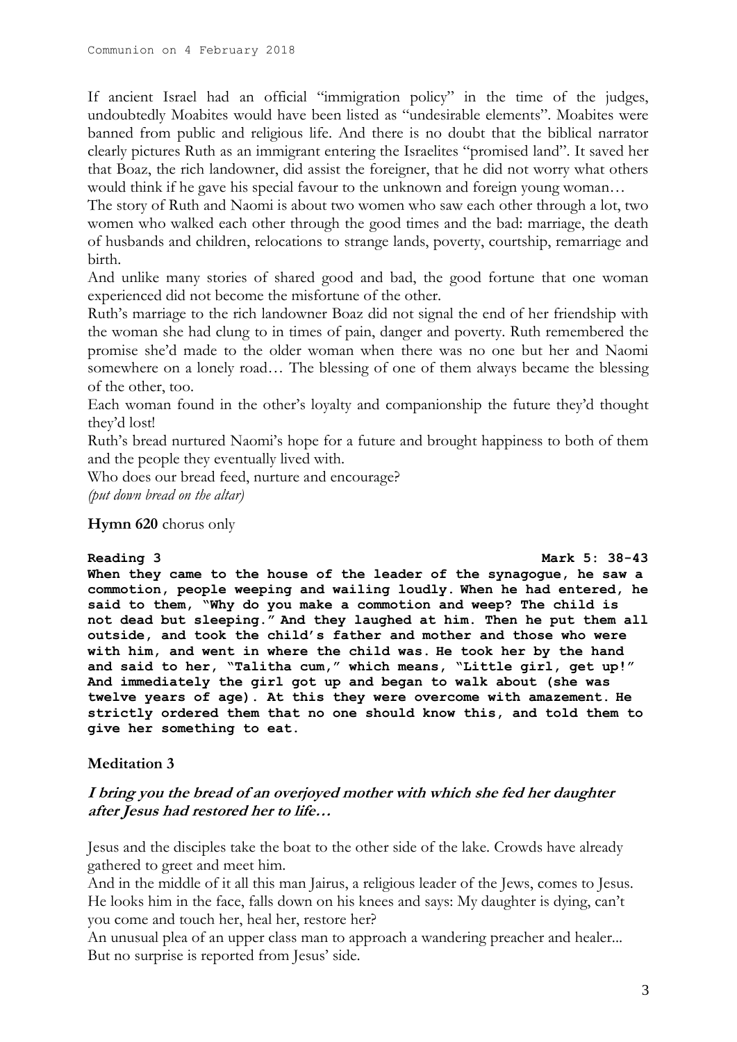If ancient Israel had an official "immigration policy" in the time of the judges, undoubtedly Moabites would have been listed as "undesirable elements". Moabites were banned from public and religious life. And there is no doubt that the biblical narrator clearly pictures Ruth as an immigrant entering the Israelites "promised land". It saved her that Boaz, the rich landowner, did assist the foreigner, that he did not worry what others would think if he gave his special favour to the unknown and foreign young woman…

The story of Ruth and Naomi is about two women who saw each other through a lot, two women who walked each other through the good times and the bad: marriage, the death of husbands and children, relocations to strange lands, poverty, courtship, remarriage and birth.

And unlike many stories of shared good and bad, the good fortune that one woman experienced did not become the misfortune of the other.

Ruth's marriage to the rich landowner Boaz did not signal the end of her friendship with the woman she had clung to in times of pain, danger and poverty. Ruth remembered the promise she'd made to the older woman when there was no one but her and Naomi somewhere on a lonely road… The blessing of one of them always became the blessing of the other, too.

Each woman found in the other's loyalty and companionship the future they'd thought they'd lost!

Ruth's bread nurtured Naomi's hope for a future and brought happiness to both of them and the people they eventually lived with.

Who does our bread feed, nurture and encourage?
*(put down bread on the altar)*

**Hymn 620** chorus only

**Reading 3** **Mark 5: 38-43**

**When they came to the house of the leader of the synagogue, he saw a commotion, people weeping and wailing loudly. When he had entered, he said to them, "Why do you make a commotion and weep? The child is not dead but sleeping." And they laughed at him. Then he put them all outside, and took the child's father and mother and those who were with him, and went in where the child was. He took her by the hand and said to her, "Talitha cum," which means, "Little girl, get up!" And immediately the girl got up and began to walk about (she was twelve years of age). At this they were overcome with amazement. He strictly ordered them that no one should know this, and told them to give her something to eat.**

## Meditation 3

***I bring you the bread of an overjoyed mother with which she fed her daughter after Jesus had restored her to life…***

Jesus and the disciples take the boat to the other side of the lake. Crowds have already gathered to greet and meet him.

And in the middle of it all this man Jairus, a religious leader of the Jews, comes to Jesus. He looks him in the face, falls down on his knees and says: My daughter is dying, can't you come and touch her, heal her, restore her?

An unusual plea of an upper class man to approach a wandering preacher and healer... But no surprise is reported from Jesus' side.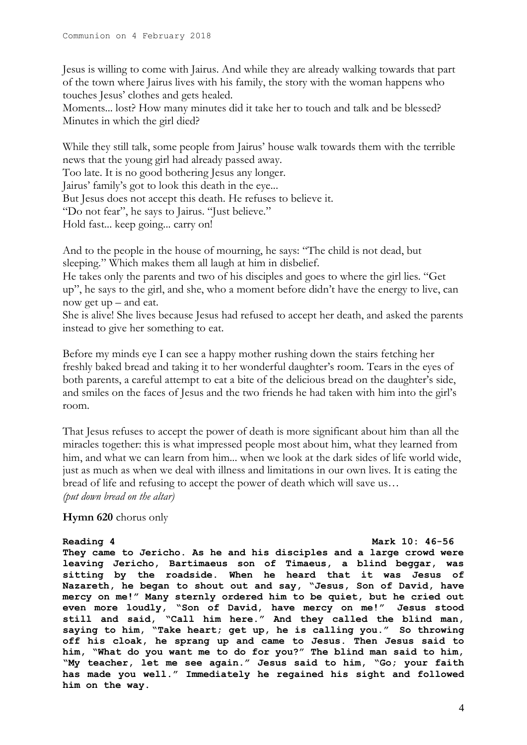Jesus is willing to come with Jairus. And while they are already walking towards that part of the town where Jairus lives with his family, the story with the woman happens who touches Jesus' clothes and gets healed.
Moments... lost? How many minutes did it take her to touch and talk and be blessed? Minutes in which the girl died?

While they still talk, some people from Jairus' house walk towards them with the terrible news that the young girl had already passed away.
Too late. It is no good bothering Jesus any longer.
Jairus' family's got to look this death in the eye...
But Jesus does not accept this death. He refuses to believe it.
"Do not fear", he says to Jairus. "Just believe."
Hold fast... keep going... carry on!

And to the people in the house of mourning, he says: "The child is not dead, but sleeping." Which makes them all laugh at him in disbelief.
He takes only the parents and two of his disciples and goes to where the girl lies. "Get up", he says to the girl, and she, who a moment before didn't have the energy to live, can now get up – and eat.
She is alive! She lives because Jesus had refused to accept her death, and asked the parents instead to give her something to eat.

Before my minds eye I can see a happy mother rushing down the stairs fetching her freshly baked bread and taking it to her wonderful daughter's room. Tears in the eyes of both parents, a careful attempt to eat a bite of the delicious bread on the daughter's side, and smiles on the faces of Jesus and the two friends he had taken with him into the girl's room.

That Jesus refuses to accept the power of death is more significant about him than all the miracles together: this is what impressed people most about him, what they learned from him, and what we can learn from him... when we look at the dark sides of life world wide, just as much as when we deal with illness and limitations in our own lives. It is eating the bread of life and refusing to accept the power of death which will save us…
*(put down bread on the altar)*

**Hymn 620** chorus only

**Reading 4** **Mark 10: 46-56**
**They came to Jericho. As he and his disciples and a large crowd were leaving Jericho, Bartimaeus son of Timaeus, a blind beggar, was sitting by the roadside. When he heard that it was Jesus of Nazareth, he began to shout out and say, "Jesus, Son of David, have mercy on me!" Many sternly ordered him to be quiet, but he cried out even more loudly, "Son of David, have mercy on me!" Jesus stood still and said, "Call him here." And they called the blind man, saying to him, "Take heart; get up, he is calling you." So throwing off his cloak, he sprang up and came to Jesus. Then Jesus said to him, "What do you want me to do for you?" The blind man said to him, "My teacher, let me see again." Jesus said to him, "Go; your faith has made you well." Immediately he regained his sight and followed him on the way.**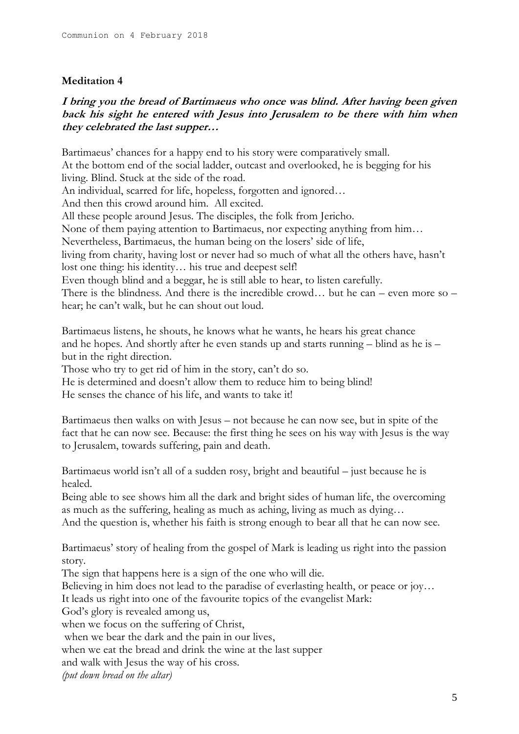## Meditation 4

***I bring you the bread of Bartimaeus who once was blind. After having been given back his sight he entered with Jesus into Jerusalem to be there with him when they celebrated the last supper…***

Bartimaeus' chances for a happy end to his story were comparatively small.
At the bottom end of the social ladder, outcast and overlooked, he is begging for his living. Blind. Stuck at the side of the road.
An individual, scarred for life, hopeless, forgotten and ignored…
And then this crowd around him. All excited.
All these people around Jesus. The disciples, the folk from Jericho.
None of them paying attention to Bartimaeus, nor expecting anything from him…
Nevertheless, Bartimaeus, the human being on the losers' side of life,
living from charity, having lost or never had so much of what all the others have, hasn't lost one thing: his identity… his true and deepest self!
Even though blind and a beggar, he is still able to hear, to listen carefully.
There is the blindness. And there is the incredible crowd… but he can – even more so – hear; he can't walk, but he can shout out loud.

Bartimaeus listens, he shouts, he knows what he wants, he hears his great chance and he hopes. And shortly after he even stands up and starts running – blind as he is – but in the right direction.
Those who try to get rid of him in the story, can't do so.
He is determined and doesn't allow them to reduce him to being blind!
He senses the chance of his life, and wants to take it!

Bartimaeus then walks on with Jesus – not because he can now see, but in spite of the fact that he can now see. Because: the first thing he sees on his way with Jesus is the way to Jerusalem, towards suffering, pain and death.

Bartimaeus world isn't all of a sudden rosy, bright and beautiful – just because he is healed.
Being able to see shows him all the dark and bright sides of human life, the overcoming as much as the suffering, healing as much as aching, living as much as dying…
And the question is, whether his faith is strong enough to bear all that he can now see.

Bartimaeus' story of healing from the gospel of Mark is leading us right into the passion story.
The sign that happens here is a sign of the one who will die.
Believing in him does not lead to the paradise of everlasting health, or peace or joy…
It leads us right into one of the favourite topics of the evangelist Mark:
God's glory is revealed among us,
when we focus on the suffering of Christ,
when we bear the dark and the pain in our lives,
when we eat the bread and drink the wine at the last supper
and walk with Jesus the way of his cross.
*(put down bread on the altar)*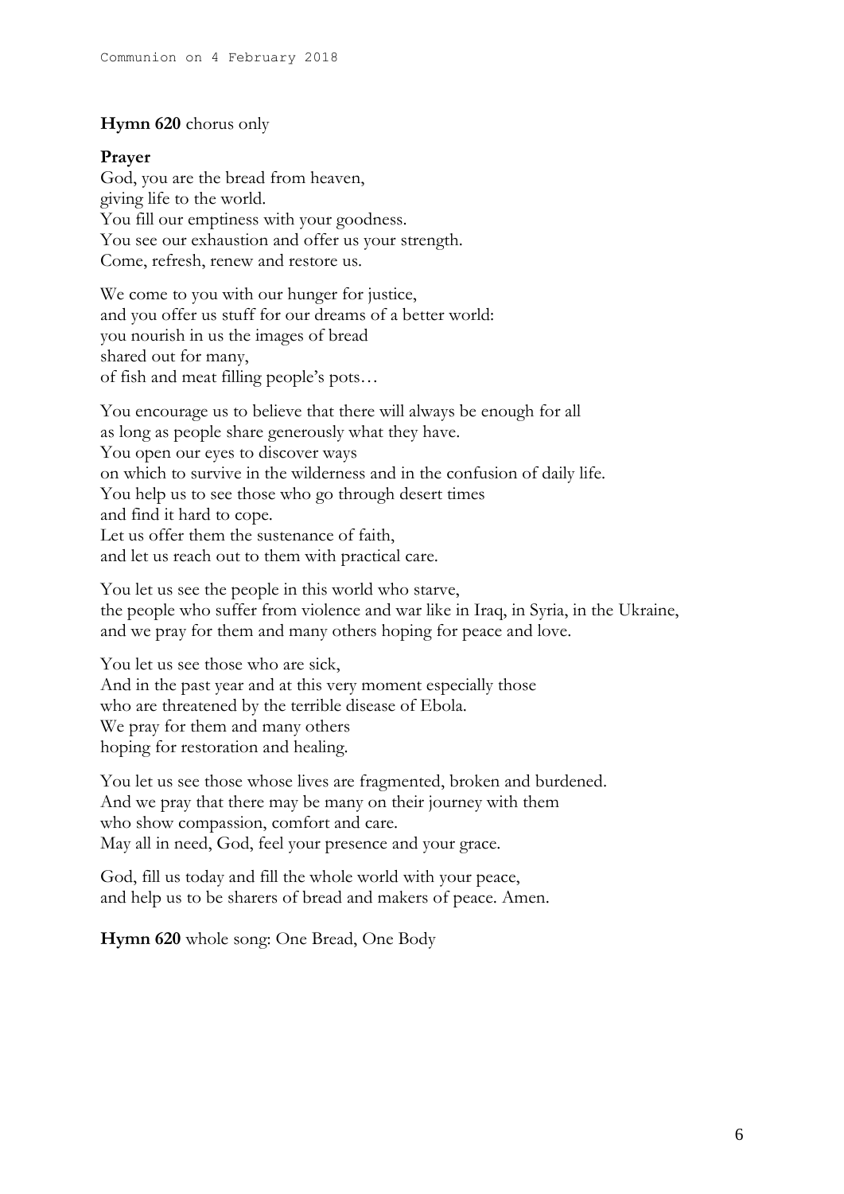**Hymn 620** chorus only

**Prayer**
God, you are the bread from heaven,
giving life to the world.
You fill our emptiness with your goodness.
You see our exhaustion and offer us your strength.
Come, refresh, renew and restore us.

We come to you with our hunger for justice,
and you offer us stuff for our dreams of a better world:
you nourish in us the images of bread
shared out for many,
of fish and meat filling people's pots…

You encourage us to believe that there will always be enough for all
as long as people share generously what they have.
You open our eyes to discover ways
on which to survive in the wilderness and in the confusion of daily life.
You help us to see those who go through desert times
and find it hard to cope.
Let us offer them the sustenance of faith,
and let us reach out to them with practical care.

You let us see the people in this world who starve,
the people who suffer from violence and war like in Iraq, in Syria, in the Ukraine,
and we pray for them and many others hoping for peace and love.

You let us see those who are sick,
And in the past year and at this very moment especially those
who are threatened by the terrible disease of Ebola.
We pray for them and many others
hoping for restoration and healing.

You let us see those whose lives are fragmented, broken and burdened.
And we pray that there may be many on their journey with them
who show compassion, comfort and care.
May all in need, God, feel your presence and your grace.

God, fill us today and fill the whole world with your peace,
and help us to be sharers of bread and makers of peace. Amen.

**Hymn 620** whole song: One Bread, One Body